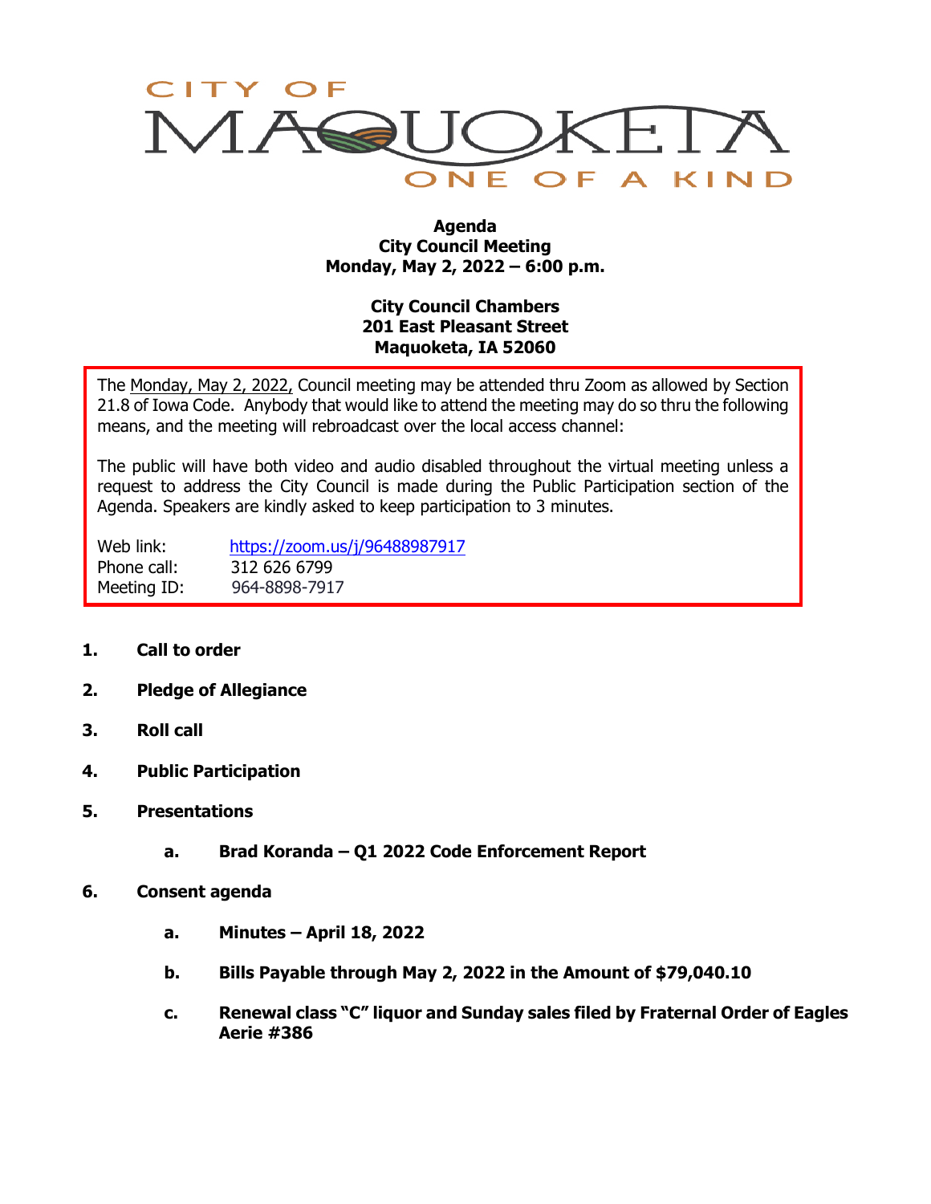# CITY OF MAQUOKETA

ONE OF A KIND

**Agenda**
**City Council Meeting**
**Monday, May 2, 2022 – 6:00 p.m.**

**City Council Chambers**
**201 East Pleasant Street**
**Maquoketa, IA 52060**

The Monday, May 2, 2022, Council meeting may be attended thru Zoom as allowed by Section 21.8 of Iowa Code. Anybody that would like to attend the meeting may do so thru the following means, and the meeting will rebroadcast over the local access channel:

The public will have both video and audio disabled throughout the virtual meeting unless a request to address the City Council is made during the Public Participation section of the Agenda. Speakers are kindly asked to keep participation to 3 minutes.

Web link: https://zoom.us/j/96488987917
Phone call: 312 626 6799
Meeting ID: 964-8898-7917

1. **Call to order**
2. **Pledge of Allegiance**
3. **Roll call**
4. **Public Participation**
5. **Presentations**
   - a. **Brad Koranda – Q1 2022 Code Enforcement Report**
6. **Consent agenda**
   - a. **Minutes – April 18, 2022**
   - b. **Bills Payable through May 2, 2022 in the Amount of $79,040.10**
   - c. **Renewal class "C" liquor and Sunday sales filed by Fraternal Order of Eagles Aerie #386**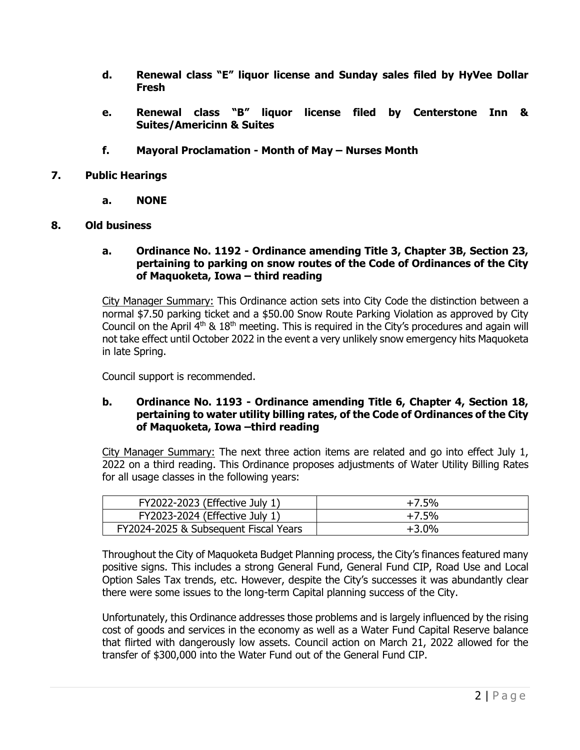- **d. Renewal class "E" liquor license and Sunday sales filed by HyVee Dollar Fresh**

- **e. Renewal class "B" liquor license filed by Centerstone Inn & Suites/Americinn & Suites**

- **f. Mayoral Proclamation - Month of May – Nurses Month**

## 7. Public Hearings

- **a. NONE**

## 8. Old business

### a. Ordinance No. 1192 - Ordinance amending Title 3, Chapter 3B, Section 23, pertaining to parking on snow routes of the Code of Ordinances of the City of Maquoketa, Iowa – third reading

City Manager Summary: This Ordinance action sets into City Code the distinction between a normal $7.50 parking ticket and a $50.00 Snow Route Parking Violation as approved by City Council on the April 4th & 18th meeting. This is required in the City's procedures and again will not take effect until October 2022 in the event a very unlikely snow emergency hits Maquoketa in late Spring.

Council support is recommended.

### b. Ordinance No. 1193 - Ordinance amending Title 6, Chapter 4, Section 18, pertaining to water utility billing rates, of the Code of Ordinances of the City of Maquoketa, Iowa –third reading

City Manager Summary: The next three action items are related and go into effect July 1, 2022 on a third reading. This Ordinance proposes adjustments of Water Utility Billing Rates for all usage classes in the following years:

| FY2022-2023 (Effective July 1) | +7.5% |
|---|---|
| FY2023-2024 (Effective July 1) | +7.5% |
| FY2024-2025 & Subsequent Fiscal Years | +3.0% |

Throughout the City of Maquoketa Budget Planning process, the City's finances featured many positive signs. This includes a strong General Fund, General Fund CIP, Road Use and Local Option Sales Tax trends, etc. However, despite the City's successes it was abundantly clear there were some issues to the long-term Capital planning success of the City.

Unfortunately, this Ordinance addresses those problems and is largely influenced by the rising cost of goods and services in the economy as well as a Water Fund Capital Reserve balance that flirted with dangerously low assets. Council action on March 21, 2022 allowed for the transfer of $300,000 into the Water Fund out of the General Fund CIP.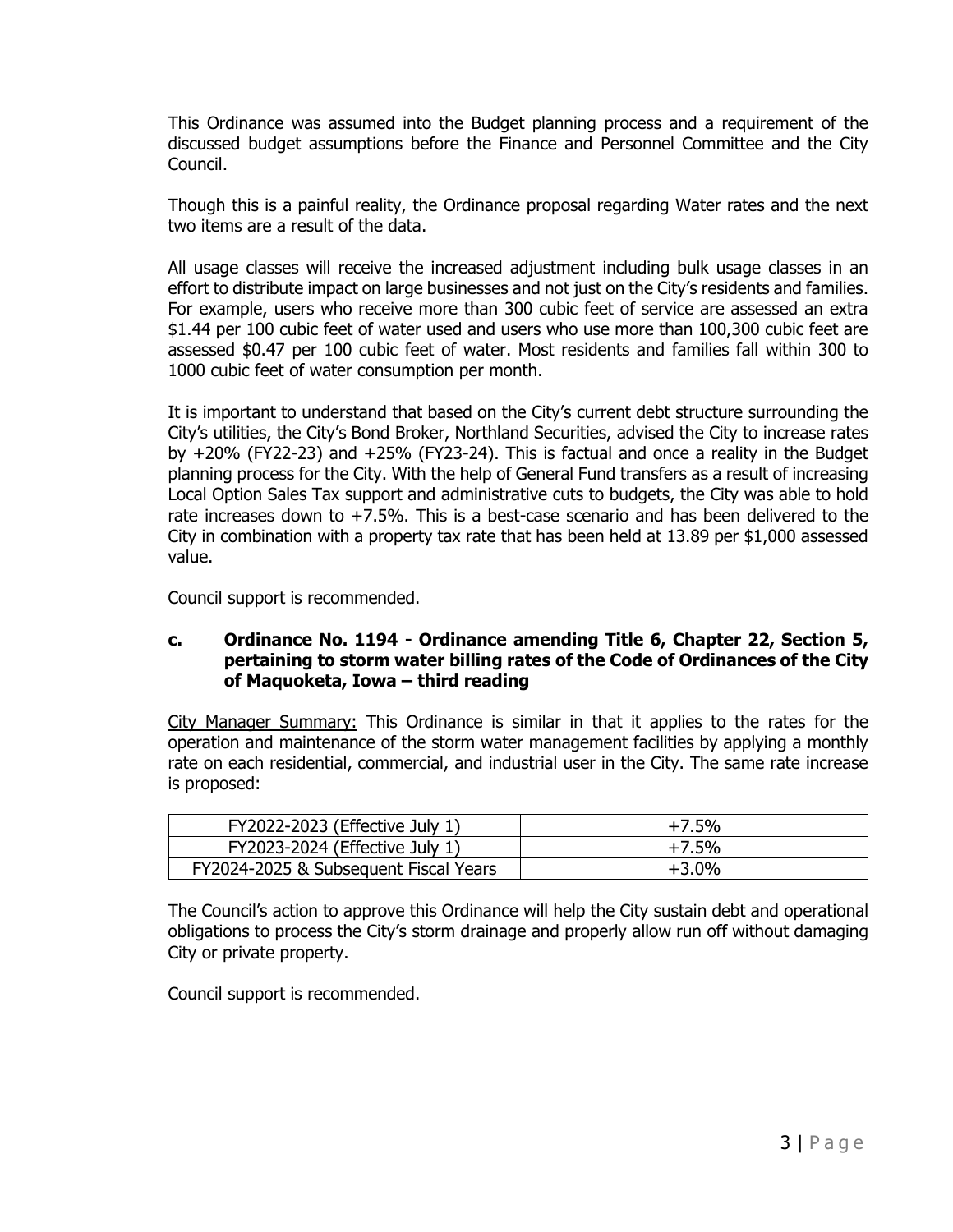This Ordinance was assumed into the Budget planning process and a requirement of the discussed budget assumptions before the Finance and Personnel Committee and the City Council.

Though this is a painful reality, the Ordinance proposal regarding Water rates and the next two items are a result of the data.

All usage classes will receive the increased adjustment including bulk usage classes in an effort to distribute impact on large businesses and not just on the City's residents and families. For example, users who receive more than 300 cubic feet of service are assessed an extra $1.44 per 100 cubic feet of water used and users who use more than 100,300 cubic feet are assessed $0.47 per 100 cubic feet of water. Most residents and families fall within 300 to 1000 cubic feet of water consumption per month.

It is important to understand that based on the City's current debt structure surrounding the City's utilities, the City's Bond Broker, Northland Securities, advised the City to increase rates by +20% (FY22-23) and +25% (FY23-24). This is factual and once a reality in the Budget planning process for the City. With the help of General Fund transfers as a result of increasing Local Option Sales Tax support and administrative cuts to budgets, the City was able to hold rate increases down to +7.5%. This is a best-case scenario and has been delivered to the City in combination with a property tax rate that has been held at 13.89 per $1,000 assessed value.

Council support is recommended.

**c. Ordinance No. 1194 - Ordinance amending Title 6, Chapter 22, Section 5, pertaining to storm water billing rates of the Code of Ordinances of the City of Maquoketa, Iowa – third reading**

City Manager Summary: This Ordinance is similar in that it applies to the rates for the operation and maintenance of the storm water management facilities by applying a monthly rate on each residential, commercial, and industrial user in the City. The same rate increase is proposed:

| | |
|---|---|
| FY2022-2023 (Effective July 1) | +7.5% |
| FY2023-2024 (Effective July 1) | +7.5% |
| FY2024-2025 & Subsequent Fiscal Years | +3.0% |

The Council's action to approve this Ordinance will help the City sustain debt and operational obligations to process the City's storm drainage and properly allow run off without damaging City or private property.

Council support is recommended.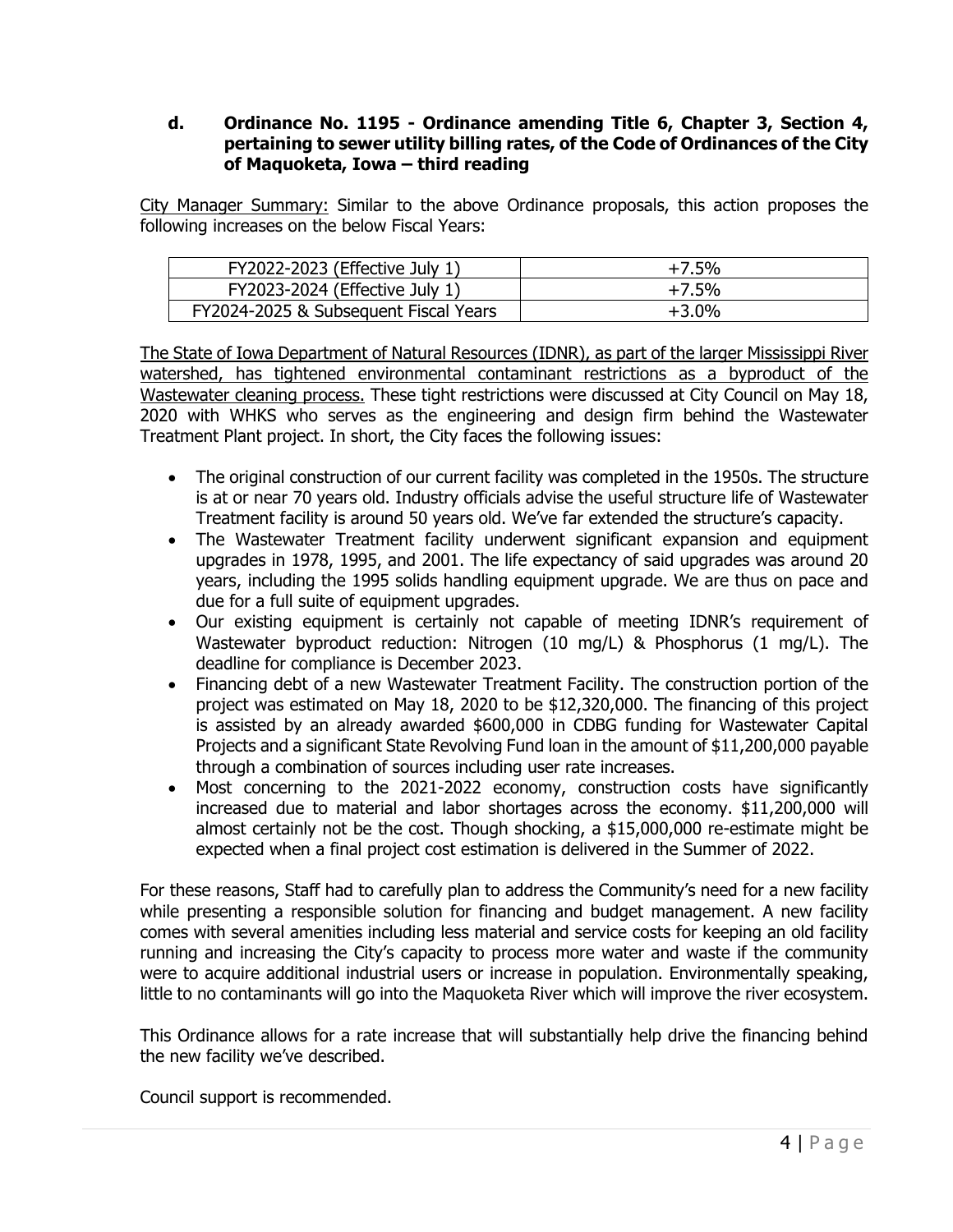**d. Ordinance No. 1195 - Ordinance amending Title 6, Chapter 3, Section 4, pertaining to sewer utility billing rates, of the Code of Ordinances of the City of Maquoketa, Iowa – third reading**

City Manager Summary: Similar to the above Ordinance proposals, this action proposes the following increases on the below Fiscal Years:

| FY2022-2023 (Effective July 1) | +7.5% |
|---|---|
| FY2023-2024 (Effective July 1) | +7.5% |
| FY2024-2025 & Subsequent Fiscal Years | +3.0% |

The State of Iowa Department of Natural Resources (IDNR), as part of the larger Mississippi River watershed, has tightened environmental contaminant restrictions as a byproduct of the Wastewater cleaning process. These tight restrictions were discussed at City Council on May 18, 2020 with WHKS who serves as the engineering and design firm behind the Wastewater Treatment Plant project. In short, the City faces the following issues:

- The original construction of our current facility was completed in the 1950s. The structure is at or near 70 years old. Industry officials advise the useful structure life of Wastewater Treatment facility is around 50 years old. We've far extended the structure's capacity.
- The Wastewater Treatment facility underwent significant expansion and equipment upgrades in 1978, 1995, and 2001. The life expectancy of said upgrades was around 20 years, including the 1995 solids handling equipment upgrade. We are thus on pace and due for a full suite of equipment upgrades.
- Our existing equipment is certainly not capable of meeting IDNR's requirement of Wastewater byproduct reduction: Nitrogen (10 mg/L) & Phosphorus (1 mg/L). The deadline for compliance is December 2023.
- Financing debt of a new Wastewater Treatment Facility. The construction portion of the project was estimated on May 18, 2020 to be $12,320,000. The financing of this project is assisted by an already awarded $600,000 in CDBG funding for Wastewater Capital Projects and a significant State Revolving Fund loan in the amount of $11,200,000 payable through a combination of sources including user rate increases.
- Most concerning to the 2021-2022 economy, construction costs have significantly increased due to material and labor shortages across the economy. $11,200,000 will almost certainly not be the cost. Though shocking, a $15,000,000 re-estimate might be expected when a final project cost estimation is delivered in the Summer of 2022.

For these reasons, Staff had to carefully plan to address the Community's need for a new facility while presenting a responsible solution for financing and budget management. A new facility comes with several amenities including less material and service costs for keeping an old facility running and increasing the City's capacity to process more water and waste if the community were to acquire additional industrial users or increase in population. Environmentally speaking, little to no contaminants will go into the Maquoketa River which will improve the river ecosystem.

This Ordinance allows for a rate increase that will substantially help drive the financing behind the new facility we've described.

Council support is recommended.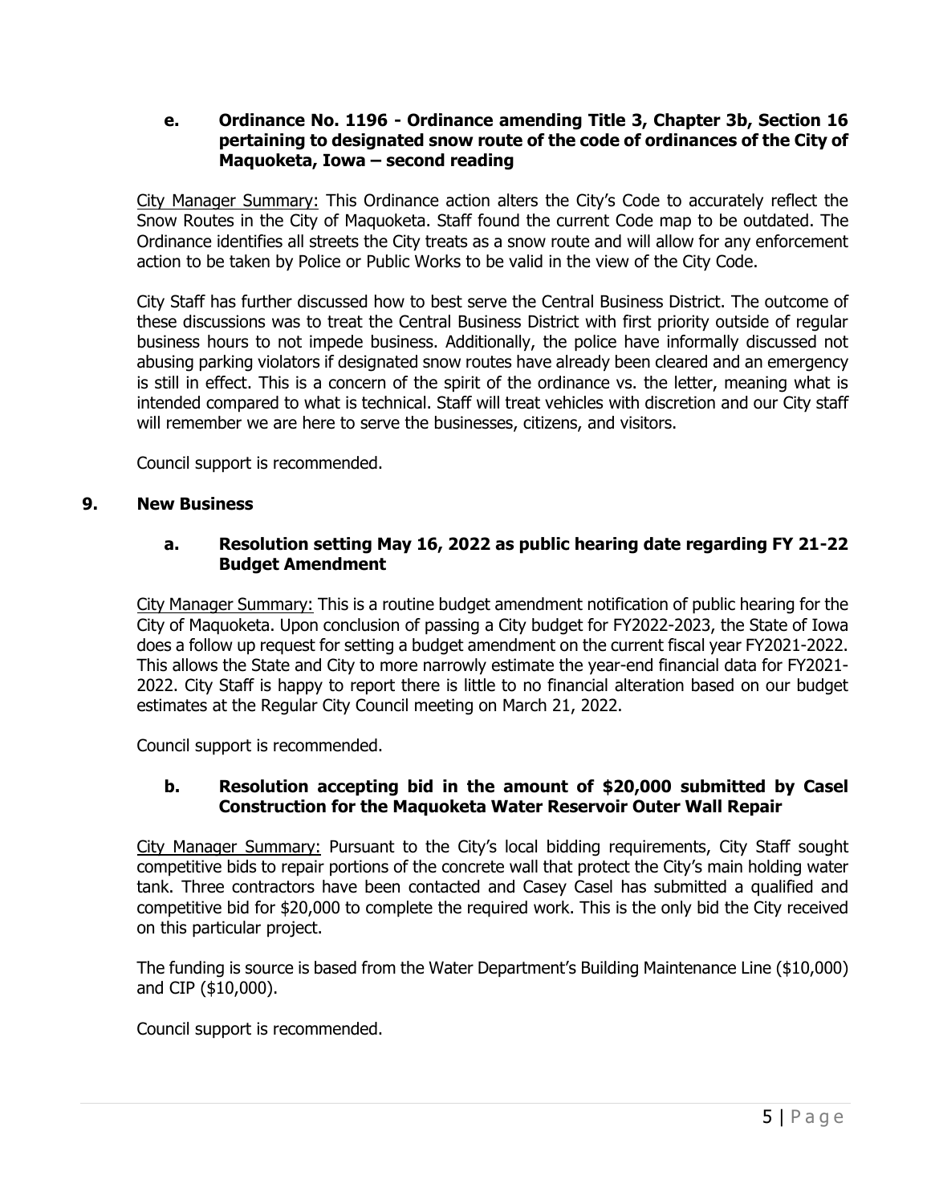### e. Ordinance No. 1196 - Ordinance amending Title 3, Chapter 3b, Section 16 pertaining to designated snow route of the code of ordinances of the City of Maquoketa, Iowa – second reading

City Manager Summary: This Ordinance action alters the City's Code to accurately reflect the Snow Routes in the City of Maquoketa. Staff found the current Code map to be outdated. The Ordinance identifies all streets the City treats as a snow route and will allow for any enforcement action to be taken by Police or Public Works to be valid in the view of the City Code.

City Staff has further discussed how to best serve the Central Business District. The outcome of these discussions was to treat the Central Business District with first priority outside of regular business hours to not impede business. Additionally, the police have informally discussed not abusing parking violators if designated snow routes have already been cleared and an emergency is still in effect. This is a concern of the spirit of the ordinance vs. the letter, meaning what is intended compared to what is technical. Staff will treat vehicles with discretion and our City staff will remember we are here to serve the businesses, citizens, and visitors.

Council support is recommended.

## 9. New Business

### a. Resolution setting May 16, 2022 as public hearing date regarding FY 21-22 Budget Amendment

City Manager Summary: This is a routine budget amendment notification of public hearing for the City of Maquoketa. Upon conclusion of passing a City budget for FY2022-2023, the State of Iowa does a follow up request for setting a budget amendment on the current fiscal year FY2021-2022. This allows the State and City to more narrowly estimate the year-end financial data for FY2021-2022. City Staff is happy to report there is little to no financial alteration based on our budget estimates at the Regular City Council meeting on March 21, 2022.

Council support is recommended.

### b. Resolution accepting bid in the amount of $20,000 submitted by Casel Construction for the Maquoketa Water Reservoir Outer Wall Repair

City Manager Summary: Pursuant to the City's local bidding requirements, City Staff sought competitive bids to repair portions of the concrete wall that protect the City's main holding water tank. Three contractors have been contacted and Casey Casel has submitted a qualified and competitive bid for $20,000 to complete the required work. This is the only bid the City received on this particular project.

The funding is source is based from the Water Department's Building Maintenance Line ($10,000) and CIP ($10,000).

Council support is recommended.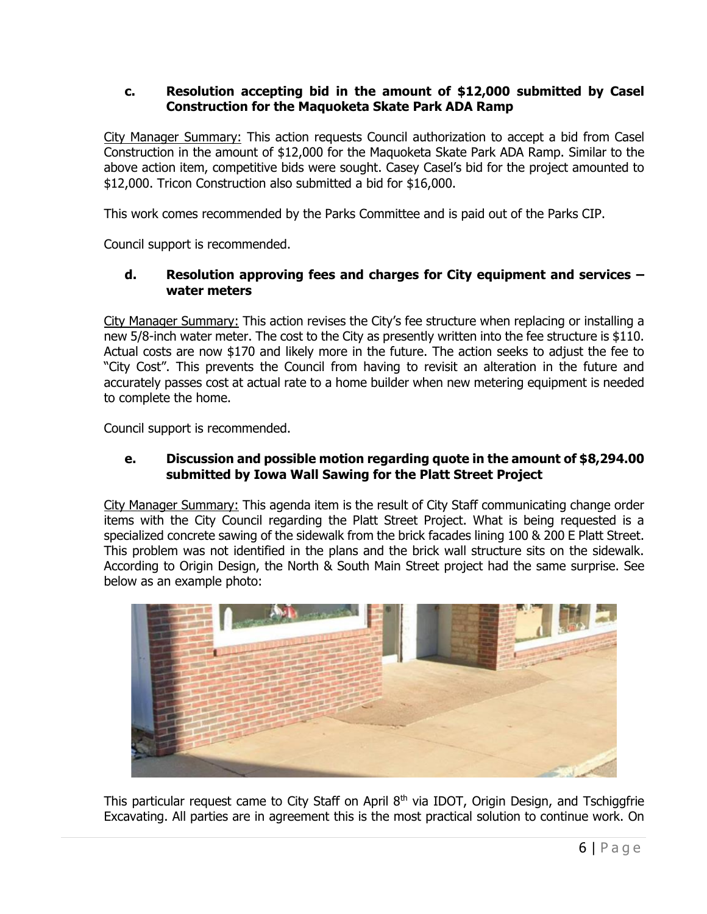### c. Resolution accepting bid in the amount of $12,000 submitted by Casel Construction for the Maquoketa Skate Park ADA Ramp

City Manager Summary: This action requests Council authorization to accept a bid from Casel Construction in the amount of $12,000 for the Maquoketa Skate Park ADA Ramp. Similar to the above action item, competitive bids were sought. Casey Casel's bid for the project amounted to $12,000. Tricon Construction also submitted a bid for $16,000.

This work comes recommended by the Parks Committee and is paid out of the Parks CIP.

Council support is recommended.

### d. Resolution approving fees and charges for City equipment and services – water meters

City Manager Summary: This action revises the City's fee structure when replacing or installing a new 5/8-inch water meter. The cost to the City as presently written into the fee structure is $110. Actual costs are now $170 and likely more in the future. The action seeks to adjust the fee to "City Cost". This prevents the Council from having to revisit an alteration in the future and accurately passes cost at actual rate to a home builder when new metering equipment is needed to complete the home.

Council support is recommended.

### e. Discussion and possible motion regarding quote in the amount of $8,294.00 submitted by Iowa Wall Sawing for the Platt Street Project

City Manager Summary: This agenda item is the result of City Staff communicating change order items with the City Council regarding the Platt Street Project. What is being requested is a specialized concrete sawing of the sidewalk from the brick facades lining 100 & 200 E Platt Street. This problem was not identified in the plans and the brick wall structure sits on the sidewalk. According to Origin Design, the North & South Main Street project had the same surprise. See below as an example photo:

This particular request came to City Staff on April 8th via IDOT, Origin Design, and Tschiggfrie Excavating. All parties are in agreement this is the most practical solution to continue work. On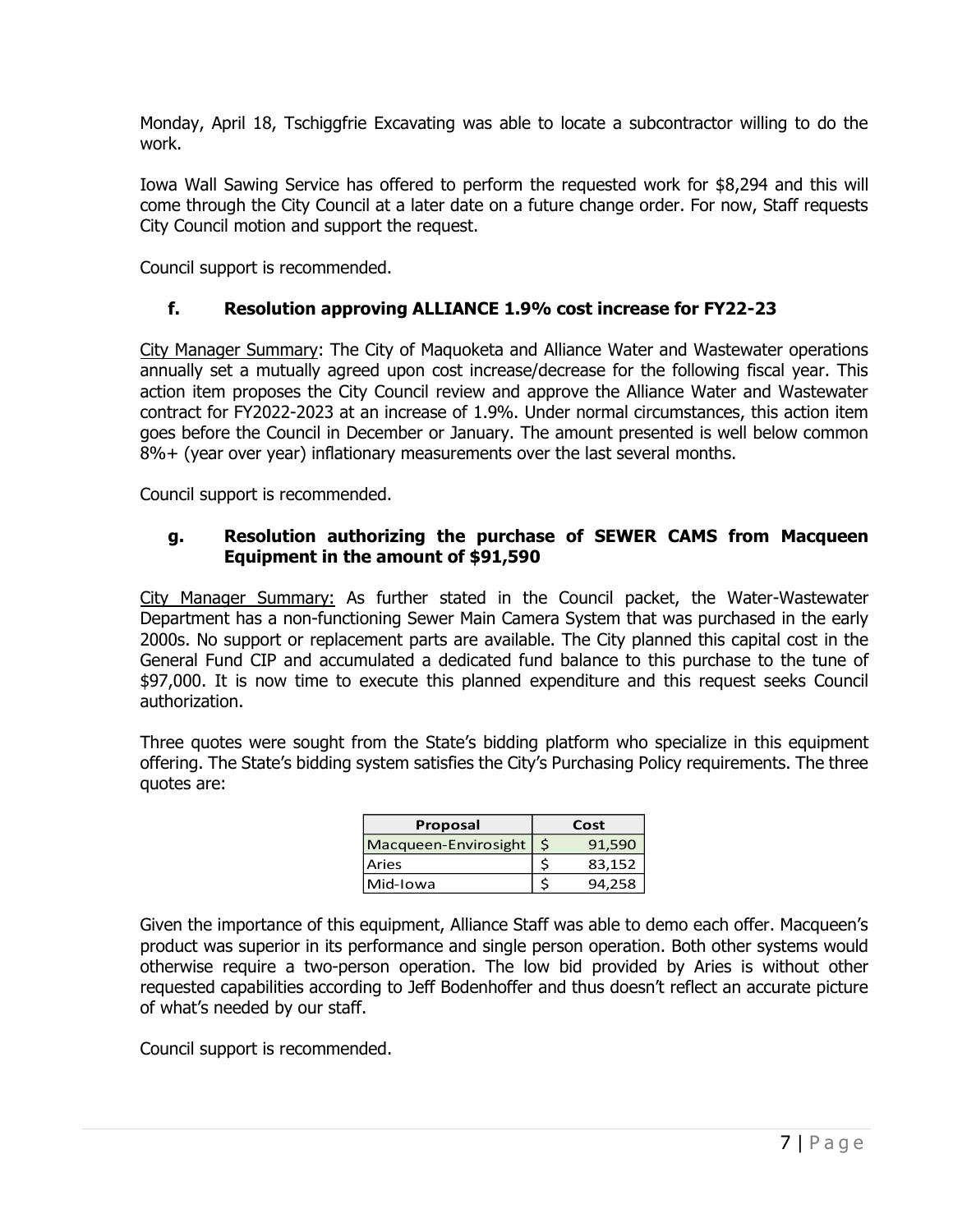Monday, April 18, Tschiggfrie Excavating was able to locate a subcontractor willing to do the work.

Iowa Wall Sawing Service has offered to perform the requested work for $8,294 and this will come through the City Council at a later date on a future change order. For now, Staff requests City Council motion and support the request.

Council support is recommended.

### f. Resolution approving ALLIANCE 1.9% cost increase for FY22-23

City Manager Summary: The City of Maquoketa and Alliance Water and Wastewater operations annually set a mutually agreed upon cost increase/decrease for the following fiscal year. This action item proposes the City Council review and approve the Alliance Water and Wastewater contract for FY2022-2023 at an increase of 1.9%. Under normal circumstances, this action item goes before the Council in December or January. The amount presented is well below common 8%+ (year over year) inflationary measurements over the last several months.

Council support is recommended.

### g. Resolution authorizing the purchase of SEWER CAMS from Macqueen Equipment in the amount of $91,590

City Manager Summary: As further stated in the Council packet, the Water-Wastewater Department has a non-functioning Sewer Main Camera System that was purchased in the early 2000s. No support or replacement parts are available. The City planned this capital cost in the General Fund CIP and accumulated a dedicated fund balance to this purchase to the tune of $97,000. It is now time to execute this planned expenditure and this request seeks Council authorization.

Three quotes were sought from the State's bidding platform who specialize in this equipment offering. The State's bidding system satisfies the City's Purchasing Policy requirements. The three quotes are:

| Proposal | Cost |
|---|---|
| Macqueen-Envirosight | $ 91,590 |
| Aries | $ 83,152 |
| Mid-Iowa | $ 94,258 |

Given the importance of this equipment, Alliance Staff was able to demo each offer. Macqueen's product was superior in its performance and single person operation. Both other systems would otherwise require a two-person operation. The low bid provided by Aries is without other requested capabilities according to Jeff Bodenhoffer and thus doesn't reflect an accurate picture of what's needed by our staff.

Council support is recommended.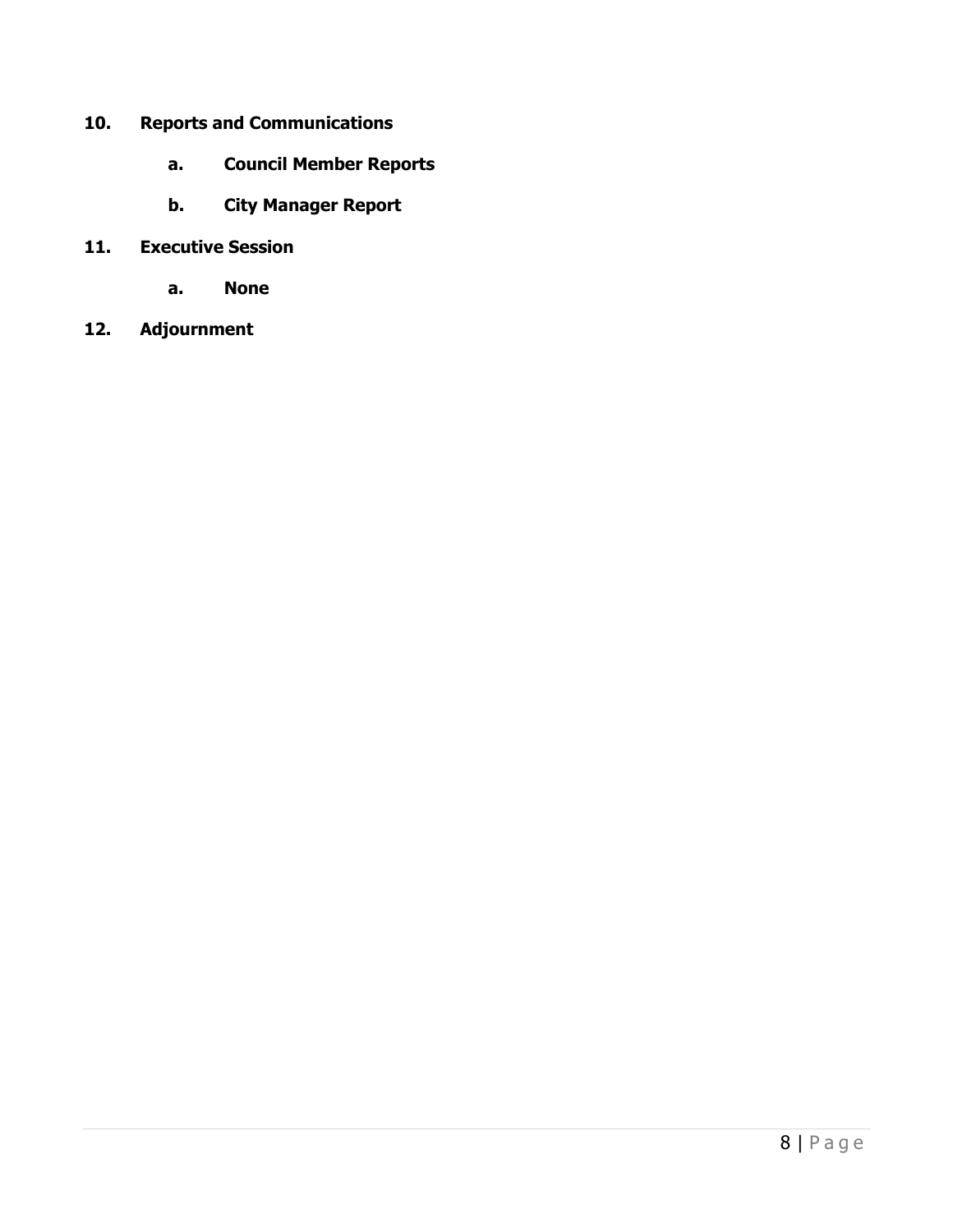**10. Reports and Communications**

**a. Council Member Reports**

**b. City Manager Report**

**11. Executive Session**

**a. None**

**12. Adjournment**